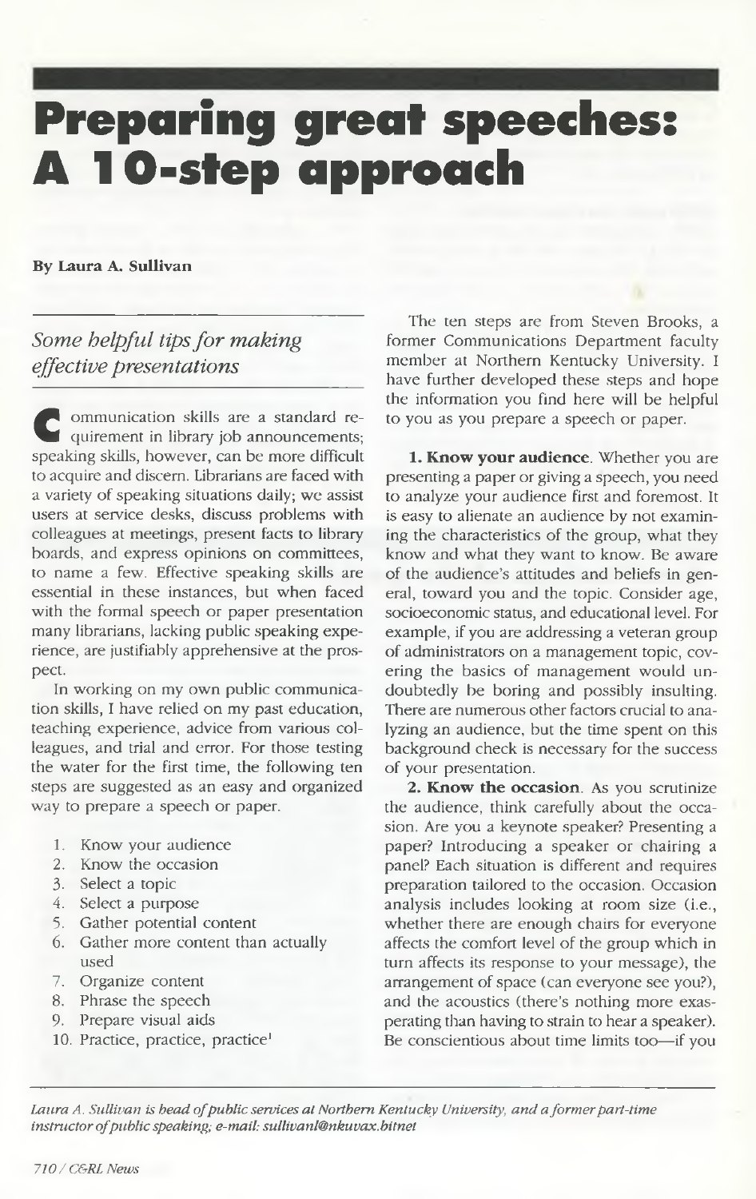# Preparing great speeches: A 10-step approach

**By Laura A. Sullivan**

*Some helpful tips for making effective presentations*

Communication skills are a standard requirement in library job announcements; speaking skills, however, can be more difficult to acquire and discern. Librarians are faced with a variety of speaking situations daily; we assist users at service desks, discuss problems with colleagues at meetings, present facts to library boards, and express opinions on committees, to name a few. Effective speaking skills are essential in these instances, but when faced with the formal speech or paper presentation many librarians, lacking public speaking experience, are justifiably apprehensive at the prospect.

In working on my own public communication skills, I have relied on my past education, teaching experience, advice from various colleagues, and trial and error. For those testing the water for the first time, the following ten steps are suggested as an easy and organized way to prepare a speech or paper.

1. Know your audience
2. Know the occasion
3. Select a topic
4. Select a purpose
5. Gather potential content
6. Gather more content than actually used
7. Organize content
8. Phrase the speech
9. Prepare visual aids
10. Practice, practice, practice[1]

The ten steps are from Steven Brooks, a former Communications Department faculty member at Northern Kentucky University. I have further developed these steps and hope the information you find here will be helpful to you as you prepare a speech or paper.

**1. Know your audience**. Whether you are presenting a paper or giving a speech, you need to analyze your audience first and foremost. It is easy to alienate an audience by not examining the characteristics of the group, what they know and what they want to know. Be aware of the audience's attitudes and beliefs in general, toward you and the topic. Consider age, socioeconomic status, and educational level. For example, if you are addressing a veteran group of administrators on a management topic, covering the basics of management would undoubtedly be boring and possibly insulting. There are numerous other factors crucial to analyzing an audience, but the time spent on this background check is necessary for the success of your presentation.

**2. Know the occasion**. As you scrutinize the audience, think carefully about the occasion. Are you a keynote speaker? Presenting a paper? Introducing a speaker or chairing a panel? Each situation is different and requires preparation tailored to the occasion. Occasion analysis includes looking at room size (i.e., whether there are enough chairs for everyone affects the comfort level of the group which in turn affects its response to your message), the arrangement of space (can everyone see you?), and the acoustics (there's nothing more exasperating than having to strain to hear a speaker). Be conscientious about time limits too—if you

*Laura A. Sullivan is head of public services at Northern Kentucky University, and a former part-time instructor of public speaking; e-mail: sullivanl@nkuvax.bitnet*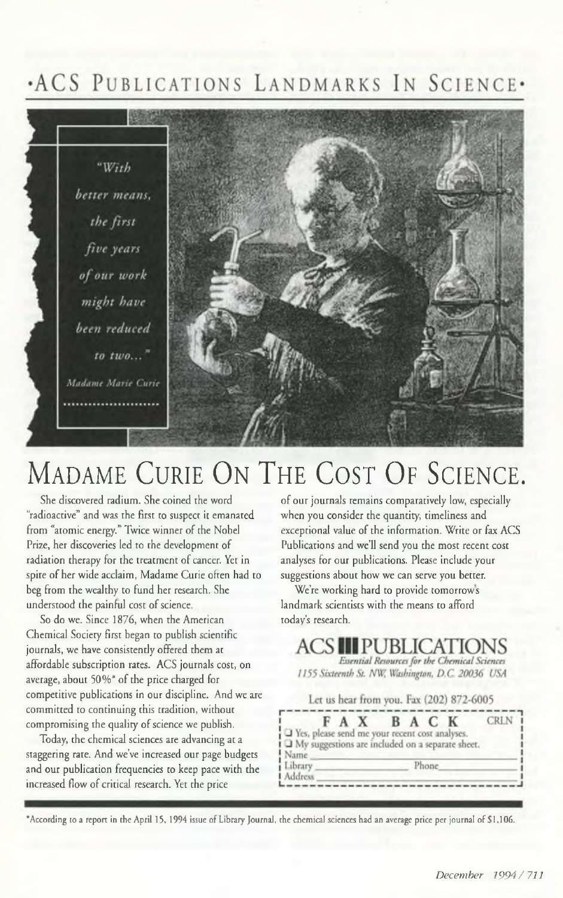# ·ACS PUBLICATIONS LANDMARKS IN SCIENCE·

*"With better means, the first five years of our work might have been reduced to two..."*

*Madame Marie Curie*

# MADAME CURIE ON THE COST OF SCIENCE.

She discovered radium. She coined the word "radioactive" and was the first to suspect it emanated from "atomic energy." Twice winner of the Nobel Prize, her discoveries led to the development of radiation therapy for the treatment of cancer. Yet in spite of her wide acclaim, Madame Curie often had to beg from the wealthy to fund her research. She understood the painful cost of science.

So do we. Since 1876, when the American Chemical Society first began to publish scientific journals, we have consistently offered them at affordable subscription rates. ACS journals cost, on average, about 50%* of the price charged for competitive publications in our discipline. And we are committed to continuing this tradition, without compromising the quality of science we publish.

Today, the chemical sciences are advancing at a staggering rate. And we've increased our page budgets and our publication frequencies to keep pace with the increased flow of critical research. Yet the price of our journals remains comparatively low, especially when you consider the quantity, timeliness and exceptional value of the information. Write or fax ACS Publications and we'll send you the most recent cost analyses for our publications. Please include your suggestions about how we can serve you better.

We're working hard to provide tomorrow's landmark scientists with the means to afford today's research.

**ACS PUBLICATIONS**
*Essential Resources for the Chemical Sciences*
*1155 Sixteenth St. NW, Washington, D.C. 20036 USA*

Let us hear from you. Fax (202) 872-6005

**FAX BACK** CRLN

- ☐ Yes, please send me your recent cost analyses.
- ☐ My suggestions are included on a separate sheet.

Name ____________________
Library ____________ Phone ____________
Address ____________________

*According to a report in the April 15, 1994 issue of Library Journal, the chemical sciences had an average price per journal of $1,106.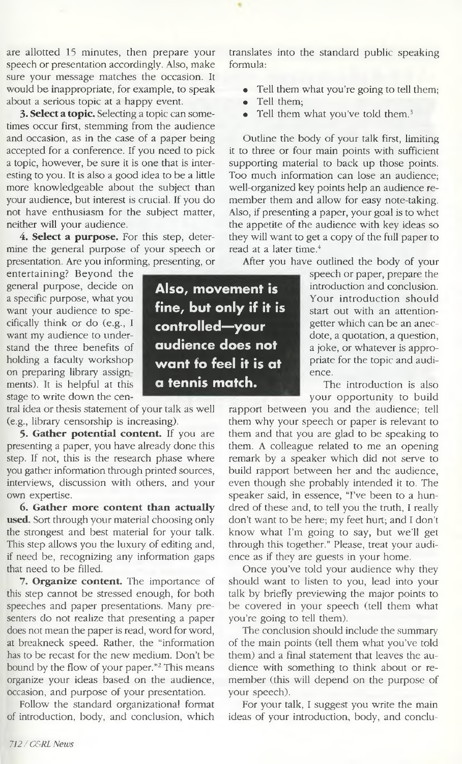are allotted 15 minutes, then prepare your speech or presentation accordingly. Also, make sure your message matches the occasion. It would be inappropriate, for example, to speak about a serious topic at a happy event.

**3. Select a topic.** Selecting a topic can sometimes occur first, stemming from the audience and occasion, as in the case of a paper being accepted for a conference. If you need to pick a topic, however, be sure it is one that is interesting to you. It is also a good idea to be a little more knowledgeable about the subject than your audience, but interest is crucial. If you do not have enthusiasm for the subject matter, neither will your audience.

**4. Select a purpose.** For this step, determine the general purpose of your speech or presentation. Are you informing, presenting, or entertaining? Beyond the general purpose, decide on a specific purpose, what you want your audience to specifically think or do (e.g., I want my audience to understand the three benefits of holding a faculty workshop on preparing library assignments). It is helpful at this stage to write down the central idea or thesis statement of your talk as well (e.g., library censorship is increasing).

**Also, movement is fine, but only if it is controlled—your audience does not want to feel it is at a tennis match.**

**5. Gather potential content.** If you are presenting a paper, you have already done this step. If not, this is the research phase where you gather information through printed sources, interviews, discussion with others, and your own expertise.

**6. Gather more content than actually used.** Sort through your material choosing only the strongest and best material for your talk. This step allows you the luxury of editing and, if need be, recognizing any information gaps that need to be filled.

**7. Organize content.** The importance of this step cannot be stressed enough, for both speeches and paper presentations. Many presenters do not realize that presenting a paper does not mean the paper is read, word for word, at breakneck speed. Rather, the "information has to be recast for the new medium. Don't be bound by the flow of your paper."[2] This means organize your ideas based on the audience, occasion, and purpose of your presentation.

Follow the standard organizational format of introduction, body, and conclusion, which translates into the standard public speaking formula:

- Tell them what you're going to tell them;
- Tell them;
- Tell them what you've told them.[3]

Outline the body of your talk first, limiting it to three or four main points with sufficient supporting material to back up those points. Too much information can lose an audience; well-organized key points help an audience remember them and allow for easy note-taking. Also, if presenting a paper, your goal is to whet the appetite of the audience with key ideas so they will want to get a copy of the full paper to read at a later time.[4]

After you have outlined the body of your speech or paper, prepare the introduction and conclusion. Your introduction should start out with an attention-getter which can be an anecdote, a quotation, a question, a joke, or whatever is appropriate for the topic and audience.

The introduction is also your opportunity to build rapport between you and the audience; tell them why your speech or paper is relevant to them and that you are glad to be speaking to them. A colleague related to me an opening remark by a speaker which did not serve to build rapport between her and the audience, even though she probably intended it to. The speaker said, in essence, "I've been to a hundred of these and, to tell you the truth, I really don't want to be here; my feet hurt; and I don't know what I'm going to say, but we'll get through this together." Please, treat your audience as if they are guests in your home.

Once you've told your audience why they should want to listen to you, lead into your talk by briefly previewing the major points to be covered in your speech (tell them what you're going to tell them).

The conclusion should include the summary of the main points (tell them what you've told them) and a final statement that leaves the audience with something to think about or remember (this will depend on the purpose of your speech).

For your talk, I suggest you write the main ideas of your introduction, body, and conclu-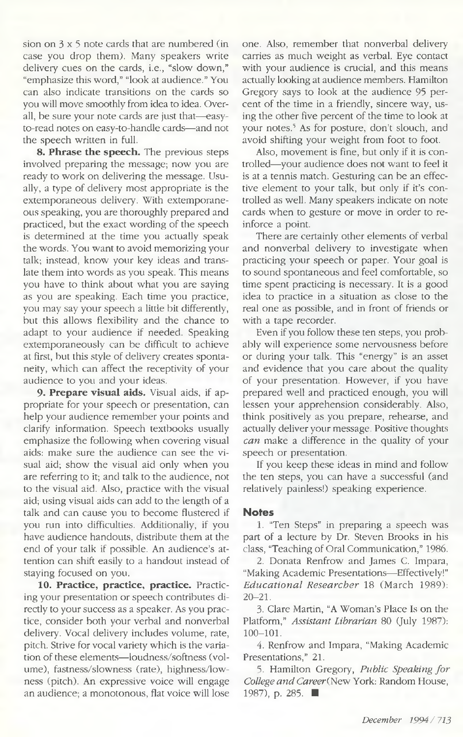sion on 3 x 5 note cards that are numbered (in case you drop them). Many speakers write delivery cues on the cards, i.e., "slow down," "emphasize this word," "look at audience." You can also indicate transitions on the cards so you will move smoothly from idea to idea. Overall, be sure your note cards are just that—easy-to-read notes on easy-to-handle cards—and not the speech written in full.

**8. Phrase the speech.** The previous steps involved preparing the message; now you are ready to work on delivering the message. Usually, a type of delivery most appropriate is the extemporaneous delivery. With extemporaneous speaking, you are thoroughly prepared and practiced, but the exact wording of the speech is determined at the time you actually speak the words. You want to avoid memorizing your talk; instead, know your key ideas and translate them into words as you speak. This means you have to think about what you are saying as you are speaking. Each time you practice, you may say your speech a little bit differently, but this allows flexibility and the chance to adapt to your audience if needed. Speaking extemporaneously can be difficult to achieve at first, but this style of delivery creates spontaneity, which can affect the receptivity of your audience to you and your ideas.

**9. Prepare visual aids.** Visual aids, if appropriate for your speech or presentation, can help your audience remember your points and clarify information. Speech textbooks usually emphasize the following when covering visual aids: make sure the audience can see the visual aid; show the visual aid only when you are referring to it; and talk to the audience, not to the visual aid. Also, practice with the visual aid; using visual aids can add to the length of a talk and can cause you to become flustered if you run into difficulties. Additionally, if you have audience handouts, distribute them at the end of your talk if possible. An audience's attention can shift easily to a handout instead of staying focused on you.

**10. Practice, practice, practice.** Practicing your presentation or speech contributes directly to your success as a speaker. As you practice, consider both your verbal and nonverbal delivery. Vocal delivery includes volume, rate, pitch. Strive for vocal variety which is the variation of these elements—loudness/softness (volume), fastness/slowness (rate), highness/lowness (pitch). An expressive voice will engage an audience; a monotonous, flat voice will lose one. Also, remember that nonverbal delivery carries as much weight as verbal. Eye contact with your audience is crucial, and this means actually looking at audience members. Hamilton Gregory says to look at the audience 95 percent of the time in a friendly, sincere way, using the other five percent of the time to look at your notes.[5] As for posture, don't slouch, and avoid shifting your weight from foot to foot.

Also, movement is fine, but only if it is controlled—your audience does not want to feel it is at a tennis match. Gesturing can be an effective element to your talk, but only if it's controlled as well. Many speakers indicate on note cards when to gesture or move in order to reinforce a point.

There are certainly other elements of verbal and nonverbal delivery to investigate when practicing your speech or paper. Your goal is to sound spontaneous and feel comfortable, so time spent practicing is necessary. It is a good idea to practice in a situation as close to the real one as possible, and in front of friends or with a tape recorder.

Even if you follow these ten steps, you probably will experience some nervousness before or during your talk. This "energy" is an asset and evidence that you care about the quality of your presentation. However, if you have prepared well and practiced enough, you will lessen your apprehension considerably. Also, think positively as you prepare, rehearse, and actually deliver your message. Positive thoughts *can* make a difference in the quality of your speech or presentation.

If you keep these ideas in mind and follow the ten steps, you can have a successful (and relatively painless!) speaking experience.

## Notes

1. "Ten Steps" in preparing a speech was part of a lecture by Dr. Steven Brooks in his class, "Teaching of Oral Communication," 1986.

2. Donata Renfrow and James C. Impara, "Making Academic Presentations—Effectively!" *Educational Researcher* 18 (March 1989): 20–21.

3. Clare Martin, "A Woman's Place Is on the Platform," *Assistant Librarian* 80 (July 1987): 100–101.

4. Renfrow and Impara, "Making Academic Presentations," 21.

5. Hamilton Gregory, *Public Speaking for College and Career* (New York: Random House, 1987), p. 285. ■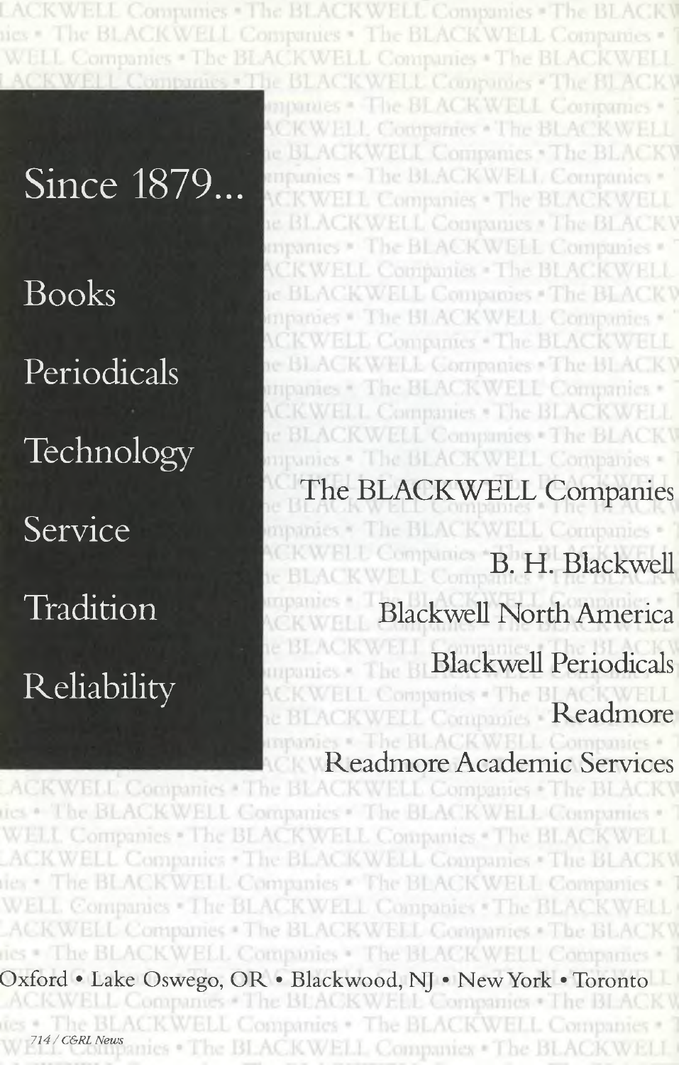Since 1879...

Books

Periodicals

Technology

Service

Tradition

Reliability

The BLACKWELL Companies

B. H. Blackwell

Blackwell North America

Blackwell Periodicals

Readmore

Readmore Academic Services

Oxford • Lake Oswego, OR • Blackwood, NJ • New York • Toronto